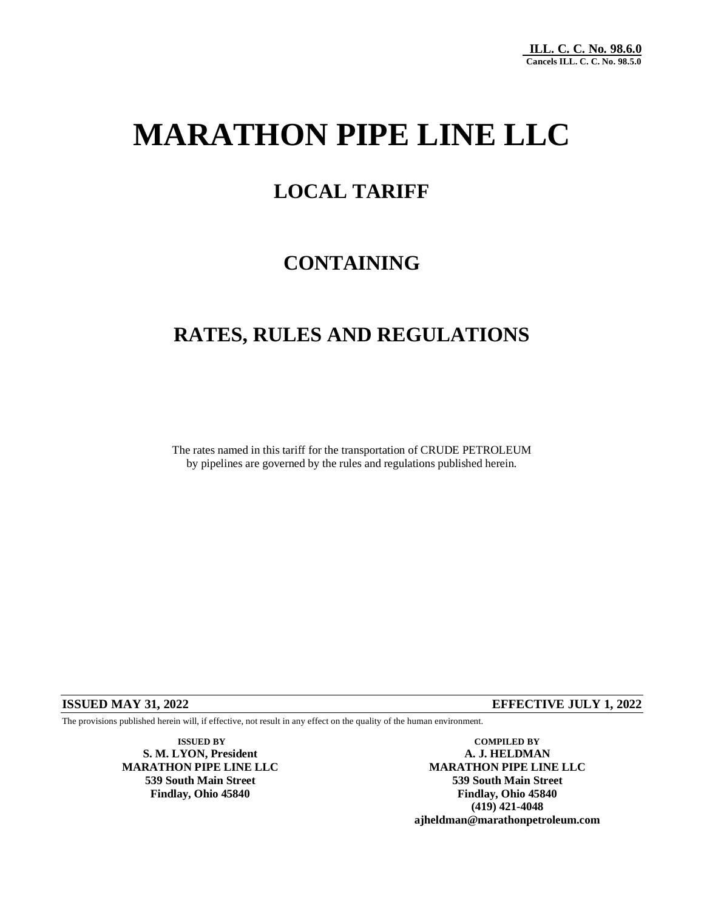**ILL. C. C. No. 98.6.0**
**Cancels ILL. C. C. No. 98.5.0**

# MARATHON PIPE LINE LLC

## LOCAL TARIFF

## CONTAINING

## RATES, RULES AND REGULATIONS

The rates named in this tariff for the transportation of CRUDE PETROLEUM by pipelines are governed by the rules and regulations published herein.

**ISSUED MAY 31, 2022** **EFFECTIVE JULY 1, 2022**

The provisions published herein will, if effective, not result in any effect on the quality of the human environment.

**ISSUED BY**
**S. M. LYON, President**
**MARATHON PIPE LINE LLC**
**539 South Main Street**
**Findlay, Ohio 45840**

**COMPILED BY**
**A. J. HELDMAN**
**MARATHON PIPE LINE LLC**
**539 South Main Street**
**Findlay, Ohio 45840**
**(419) 421-4048**
**ajheldman@marathonpetroleum.com**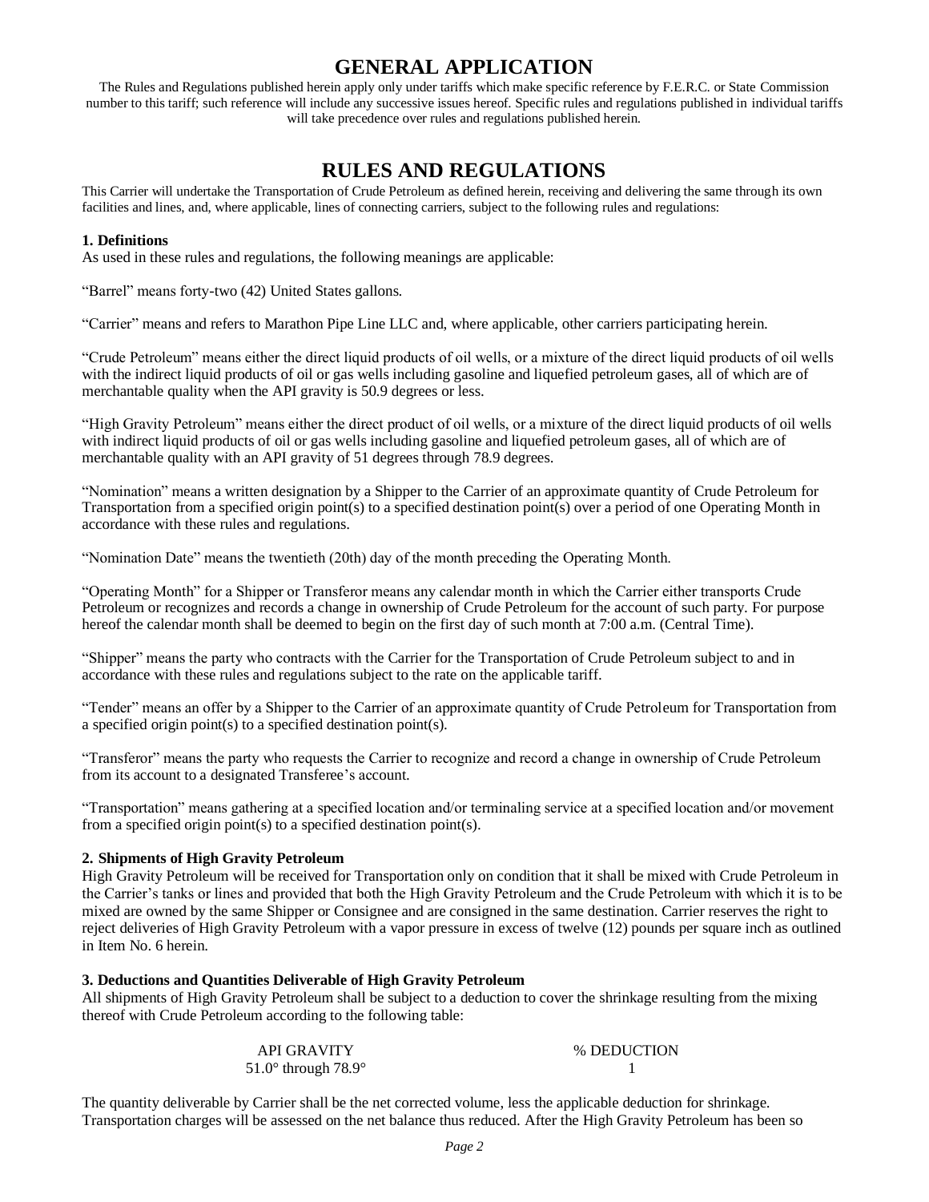# GENERAL APPLICATION

The Rules and Regulations published herein apply only under tariffs which make specific reference by F.E.R.C. or State Commission number to this tariff; such reference will include any successive issues hereof. Specific rules and regulations published in individual tariffs will take precedence over rules and regulations published herein.

# RULES AND REGULATIONS

This Carrier will undertake the Transportation of Crude Petroleum as defined herein, receiving and delivering the same through its own facilities and lines, and, where applicable, lines of connecting carriers, subject to the following rules and regulations:

**1. Definitions**

As used in these rules and regulations, the following meanings are applicable:

"Barrel" means forty-two (42) United States gallons.

"Carrier" means and refers to Marathon Pipe Line LLC and, where applicable, other carriers participating herein.

"Crude Petroleum" means either the direct liquid products of oil wells, or a mixture of the direct liquid products of oil wells with the indirect liquid products of oil or gas wells including gasoline and liquefied petroleum gases, all of which are of merchantable quality when the API gravity is 50.9 degrees or less.

"High Gravity Petroleum" means either the direct product of oil wells, or a mixture of the direct liquid products of oil wells with indirect liquid products of oil or gas wells including gasoline and liquefied petroleum gases, all of which are of merchantable quality with an API gravity of 51 degrees through 78.9 degrees.

"Nomination" means a written designation by a Shipper to the Carrier of an approximate quantity of Crude Petroleum for Transportation from a specified origin point(s) to a specified destination point(s) over a period of one Operating Month in accordance with these rules and regulations.

"Nomination Date" means the twentieth (20th) day of the month preceding the Operating Month.

"Operating Month" for a Shipper or Transferor means any calendar month in which the Carrier either transports Crude Petroleum or recognizes and records a change in ownership of Crude Petroleum for the account of such party. For purpose hereof the calendar month shall be deemed to begin on the first day of such month at 7:00 a.m. (Central Time).

"Shipper" means the party who contracts with the Carrier for the Transportation of Crude Petroleum subject to and in accordance with these rules and regulations subject to the rate on the applicable tariff.

"Tender" means an offer by a Shipper to the Carrier of an approximate quantity of Crude Petroleum for Transportation from a specified origin point(s) to a specified destination point(s).

"Transferor" means the party who requests the Carrier to recognize and record a change in ownership of Crude Petroleum from its account to a designated Transferee's account.

"Transportation" means gathering at a specified location and/or terminaling service at a specified location and/or movement from a specified origin point(s) to a specified destination point(s).

**2. Shipments of High Gravity Petroleum**

High Gravity Petroleum will be received for Transportation only on condition that it shall be mixed with Crude Petroleum in the Carrier's tanks or lines and provided that both the High Gravity Petroleum and the Crude Petroleum with which it is to be mixed are owned by the same Shipper or Consignee and are consigned in the same destination. Carrier reserves the right to reject deliveries of High Gravity Petroleum with a vapor pressure in excess of twelve (12) pounds per square inch as outlined in Item No. 6 herein.

**3. Deductions and Quantities Deliverable of High Gravity Petroleum**

All shipments of High Gravity Petroleum shall be subject to a deduction to cover the shrinkage resulting from the mixing thereof with Crude Petroleum according to the following table:

| API GRAVITY | % DEDUCTION |
|---|---|
| 51.0° through 78.9° | 1 |

The quantity deliverable by Carrier shall be the net corrected volume, less the applicable deduction for shrinkage. Transportation charges will be assessed on the net balance thus reduced. After the High Gravity Petroleum has been so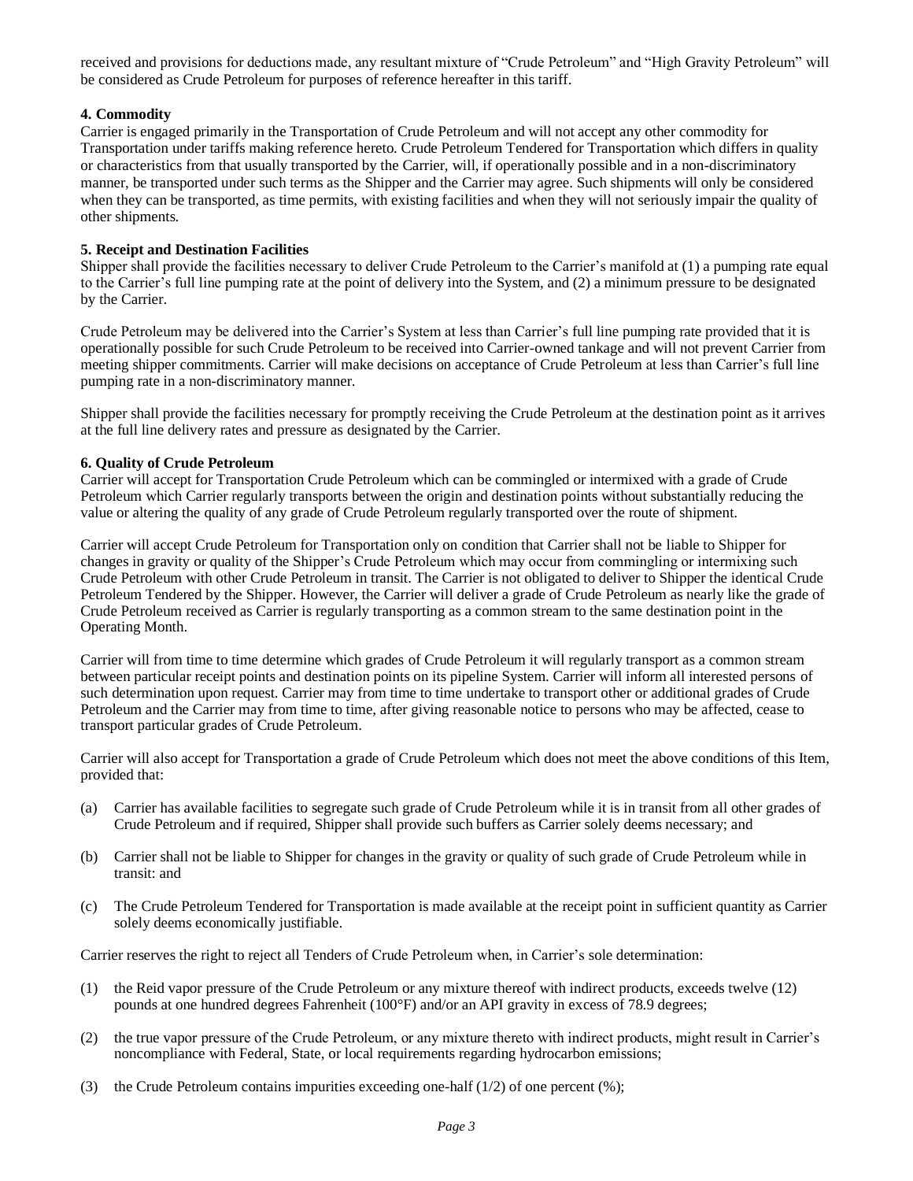received and provisions for deductions made, any resultant mixture of "Crude Petroleum" and "High Gravity Petroleum" will be considered as Crude Petroleum for purposes of reference hereafter in this tariff.

**4. Commodity**

Carrier is engaged primarily in the Transportation of Crude Petroleum and will not accept any other commodity for Transportation under tariffs making reference hereto. Crude Petroleum Tendered for Transportation which differs in quality or characteristics from that usually transported by the Carrier, will, if operationally possible and in a non-discriminatory manner, be transported under such terms as the Shipper and the Carrier may agree. Such shipments will only be considered when they can be transported, as time permits, with existing facilities and when they will not seriously impair the quality of other shipments.

**5. Receipt and Destination Facilities**

Shipper shall provide the facilities necessary to deliver Crude Petroleum to the Carrier's manifold at (1) a pumping rate equal to the Carrier's full line pumping rate at the point of delivery into the System, and (2) a minimum pressure to be designated by the Carrier.

Crude Petroleum may be delivered into the Carrier's System at less than Carrier's full line pumping rate provided that it is operationally possible for such Crude Petroleum to be received into Carrier-owned tankage and will not prevent Carrier from meeting shipper commitments. Carrier will make decisions on acceptance of Crude Petroleum at less than Carrier's full line pumping rate in a non-discriminatory manner.

Shipper shall provide the facilities necessary for promptly receiving the Crude Petroleum at the destination point as it arrives at the full line delivery rates and pressure as designated by the Carrier.

**6. Quality of Crude Petroleum**

Carrier will accept for Transportation Crude Petroleum which can be commingled or intermixed with a grade of Crude Petroleum which Carrier regularly transports between the origin and destination points without substantially reducing the value or altering the quality of any grade of Crude Petroleum regularly transported over the route of shipment.

Carrier will accept Crude Petroleum for Transportation only on condition that Carrier shall not be liable to Shipper for changes in gravity or quality of the Shipper's Crude Petroleum which may occur from commingling or intermixing such Crude Petroleum with other Crude Petroleum in transit. The Carrier is not obligated to deliver to Shipper the identical Crude Petroleum Tendered by the Shipper. However, the Carrier will deliver a grade of Crude Petroleum as nearly like the grade of Crude Petroleum received as Carrier is regularly transporting as a common stream to the same destination point in the Operating Month.

Carrier will from time to time determine which grades of Crude Petroleum it will regularly transport as a common stream between particular receipt points and destination points on its pipeline System. Carrier will inform all interested persons of such determination upon request. Carrier may from time to time undertake to transport other or additional grades of Crude Petroleum and the Carrier may from time to time, after giving reasonable notice to persons who may be affected, cease to transport particular grades of Crude Petroleum.

Carrier will also accept for Transportation a grade of Crude Petroleum which does not meet the above conditions of this Item, provided that:

(a) Carrier has available facilities to segregate such grade of Crude Petroleum while it is in transit from all other grades of Crude Petroleum and if required, Shipper shall provide such buffers as Carrier solely deems necessary; and

(b) Carrier shall not be liable to Shipper for changes in the gravity or quality of such grade of Crude Petroleum while in transit: and

(c) The Crude Petroleum Tendered for Transportation is made available at the receipt point in sufficient quantity as Carrier solely deems economically justifiable.

Carrier reserves the right to reject all Tenders of Crude Petroleum when, in Carrier's sole determination:

(1) the Reid vapor pressure of the Crude Petroleum or any mixture thereof with indirect products, exceeds twelve (12) pounds at one hundred degrees Fahrenheit (100°F) and/or an API gravity in excess of 78.9 degrees;

(2) the true vapor pressure of the Crude Petroleum, or any mixture thereto with indirect products, might result in Carrier's noncompliance with Federal, State, or local requirements regarding hydrocarbon emissions;

(3) the Crude Petroleum contains impurities exceeding one-half (1/2) of one percent (%);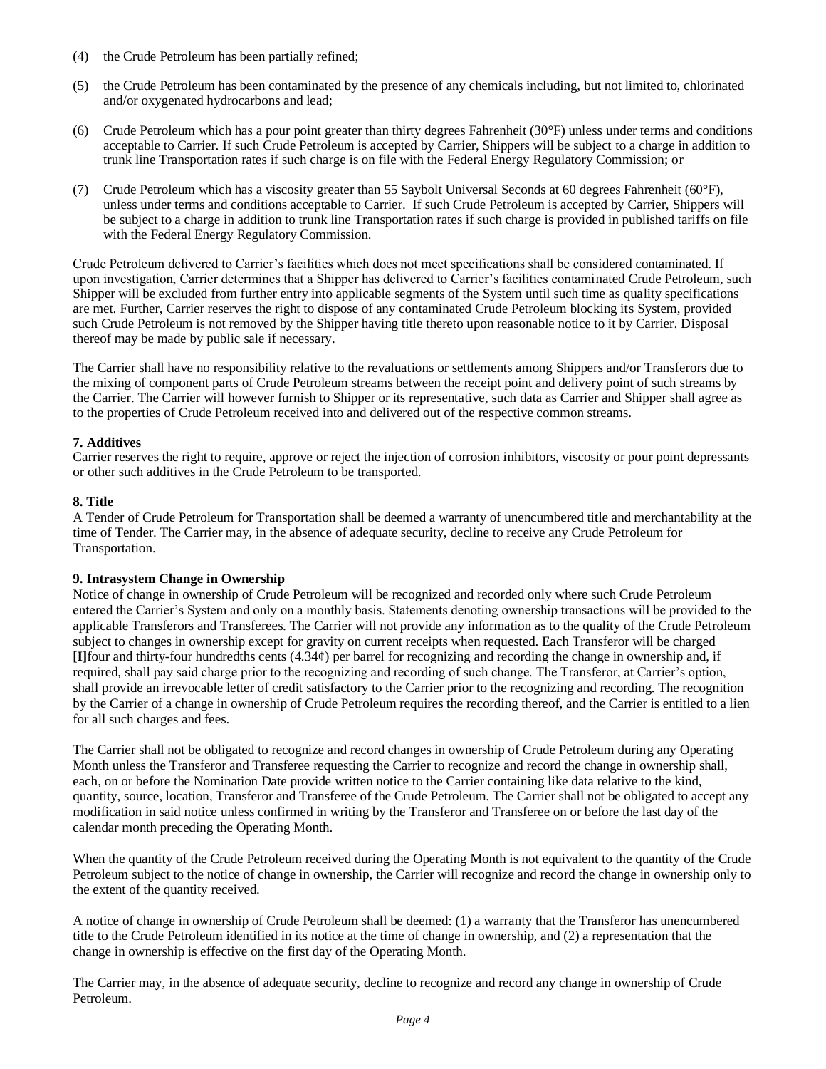(4) the Crude Petroleum has been partially refined;

(5) the Crude Petroleum has been contaminated by the presence of any chemicals including, but not limited to, chlorinated and/or oxygenated hydrocarbons and lead;

(6) Crude Petroleum which has a pour point greater than thirty degrees Fahrenheit (30°F) unless under terms and conditions acceptable to Carrier. If such Crude Petroleum is accepted by Carrier, Shippers will be subject to a charge in addition to trunk line Transportation rates if such charge is on file with the Federal Energy Regulatory Commission; or

(7) Crude Petroleum which has a viscosity greater than 55 Saybolt Universal Seconds at 60 degrees Fahrenheit (60°F), unless under terms and conditions acceptable to Carrier. If such Crude Petroleum is accepted by Carrier, Shippers will be subject to a charge in addition to trunk line Transportation rates if such charge is provided in published tariffs on file with the Federal Energy Regulatory Commission.

Crude Petroleum delivered to Carrier's facilities which does not meet specifications shall be considered contaminated. If upon investigation, Carrier determines that a Shipper has delivered to Carrier's facilities contaminated Crude Petroleum, such Shipper will be excluded from further entry into applicable segments of the System until such time as quality specifications are met. Further, Carrier reserves the right to dispose of any contaminated Crude Petroleum blocking its System, provided such Crude Petroleum is not removed by the Shipper having title thereto upon reasonable notice to it by Carrier. Disposal thereof may be made by public sale if necessary.

The Carrier shall have no responsibility relative to the revaluations or settlements among Shippers and/or Transferors due to the mixing of component parts of Crude Petroleum streams between the receipt point and delivery point of such streams by the Carrier. The Carrier will however furnish to Shipper or its representative, such data as Carrier and Shipper shall agree as to the properties of Crude Petroleum received into and delivered out of the respective common streams.

**7. Additives**

Carrier reserves the right to require, approve or reject the injection of corrosion inhibitors, viscosity or pour point depressants or other such additives in the Crude Petroleum to be transported.

**8. Title**

A Tender of Crude Petroleum for Transportation shall be deemed a warranty of unencumbered title and merchantability at the time of Tender. The Carrier may, in the absence of adequate security, decline to receive any Crude Petroleum for Transportation.

**9. Intrasystem Change in Ownership**

Notice of change in ownership of Crude Petroleum will be recognized and recorded only where such Crude Petroleum entered the Carrier's System and only on a monthly basis. Statements denoting ownership transactions will be provided to the applicable Transferors and Transferees. The Carrier will not provide any information as to the quality of the Crude Petroleum subject to changes in ownership except for gravity on current receipts when requested. Each Transferor will be charged **[I]**four and thirty-four hundredths cents (4.34¢) per barrel for recognizing and recording the change in ownership and, if required, shall pay said charge prior to the recognizing and recording of such change. The Transferor, at Carrier's option, shall provide an irrevocable letter of credit satisfactory to the Carrier prior to the recognizing and recording. The recognition by the Carrier of a change in ownership of Crude Petroleum requires the recording thereof, and the Carrier is entitled to a lien for all such charges and fees.

The Carrier shall not be obligated to recognize and record changes in ownership of Crude Petroleum during any Operating Month unless the Transferor and Transferee requesting the Carrier to recognize and record the change in ownership shall, each, on or before the Nomination Date provide written notice to the Carrier containing like data relative to the kind, quantity, source, location, Transferor and Transferee of the Crude Petroleum. The Carrier shall not be obligated to accept any modification in said notice unless confirmed in writing by the Transferor and Transferee on or before the last day of the calendar month preceding the Operating Month.

When the quantity of the Crude Petroleum received during the Operating Month is not equivalent to the quantity of the Crude Petroleum subject to the notice of change in ownership, the Carrier will recognize and record the change in ownership only to the extent of the quantity received.

A notice of change in ownership of Crude Petroleum shall be deemed: (1) a warranty that the Transferor has unencumbered title to the Crude Petroleum identified in its notice at the time of change in ownership, and (2) a representation that the change in ownership is effective on the first day of the Operating Month.

The Carrier may, in the absence of adequate security, decline to recognize and record any change in ownership of Crude Petroleum.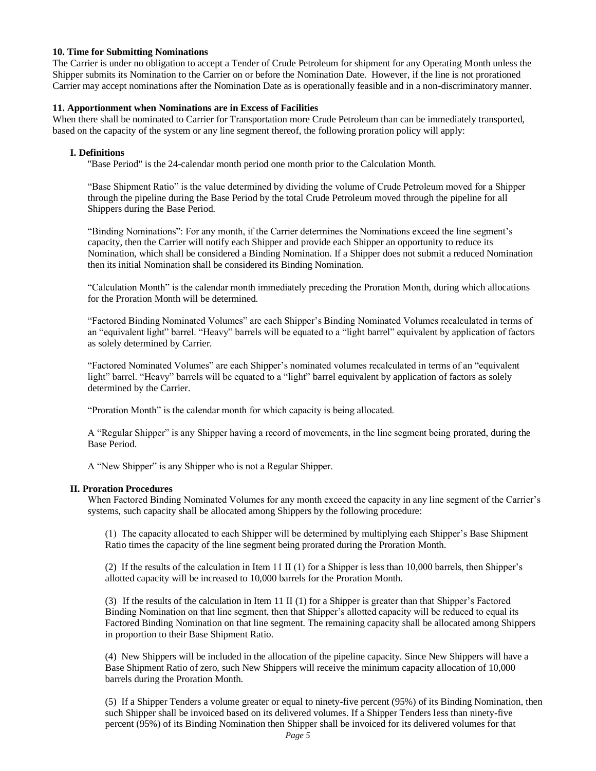**10. Time for Submitting Nominations**

The Carrier is under no obligation to accept a Tender of Crude Petroleum for shipment for any Operating Month unless the Shipper submits its Nomination to the Carrier on or before the Nomination Date. However, if the line is not prorationed Carrier may accept nominations after the Nomination Date as is operationally feasible and in a non-discriminatory manner.

**11. Apportionment when Nominations are in Excess of Facilities**

When there shall be nominated to Carrier for Transportation more Crude Petroleum than can be immediately transported, based on the capacity of the system or any line segment thereof, the following proration policy will apply:

**I. Definitions**

"Base Period" is the 24-calendar month period one month prior to the Calculation Month.

"Base Shipment Ratio" is the value determined by dividing the volume of Crude Petroleum moved for a Shipper through the pipeline during the Base Period by the total Crude Petroleum moved through the pipeline for all Shippers during the Base Period.

"Binding Nominations": For any month, if the Carrier determines the Nominations exceed the line segment's capacity, then the Carrier will notify each Shipper and provide each Shipper an opportunity to reduce its Nomination, which shall be considered a Binding Nomination. If a Shipper does not submit a reduced Nomination then its initial Nomination shall be considered its Binding Nomination.

"Calculation Month" is the calendar month immediately preceding the Proration Month, during which allocations for the Proration Month will be determined.

"Factored Binding Nominated Volumes" are each Shipper's Binding Nominated Volumes recalculated in terms of an "equivalent light" barrel. "Heavy" barrels will be equated to a "light barrel" equivalent by application of factors as solely determined by Carrier.

"Factored Nominated Volumes" are each Shipper's nominated volumes recalculated in terms of an "equivalent light" barrel. "Heavy" barrels will be equated to a "light" barrel equivalent by application of factors as solely determined by the Carrier.

"Proration Month" is the calendar month for which capacity is being allocated.

A "Regular Shipper" is any Shipper having a record of movements, in the line segment being prorated, during the Base Period.

A "New Shipper" is any Shipper who is not a Regular Shipper.

**II. Proration Procedures**

When Factored Binding Nominated Volumes for any month exceed the capacity in any line segment of the Carrier's systems, such capacity shall be allocated among Shippers by the following procedure:

(1) The capacity allocated to each Shipper will be determined by multiplying each Shipper's Base Shipment Ratio times the capacity of the line segment being prorated during the Proration Month.

(2) If the results of the calculation in Item 11 II (1) for a Shipper is less than 10,000 barrels, then Shipper's allotted capacity will be increased to 10,000 barrels for the Proration Month.

(3) If the results of the calculation in Item 11 II (1) for a Shipper is greater than that Shipper's Factored Binding Nomination on that line segment, then that Shipper's allotted capacity will be reduced to equal its Factored Binding Nomination on that line segment. The remaining capacity shall be allocated among Shippers in proportion to their Base Shipment Ratio.

(4) New Shippers will be included in the allocation of the pipeline capacity. Since New Shippers will have a Base Shipment Ratio of zero, such New Shippers will receive the minimum capacity allocation of 10,000 barrels during the Proration Month.

(5) If a Shipper Tenders a volume greater or equal to ninety-five percent (95%) of its Binding Nomination, then such Shipper shall be invoiced based on its delivered volumes. If a Shipper Tenders less than ninety-five percent (95%) of its Binding Nomination then Shipper shall be invoiced for its delivered volumes for that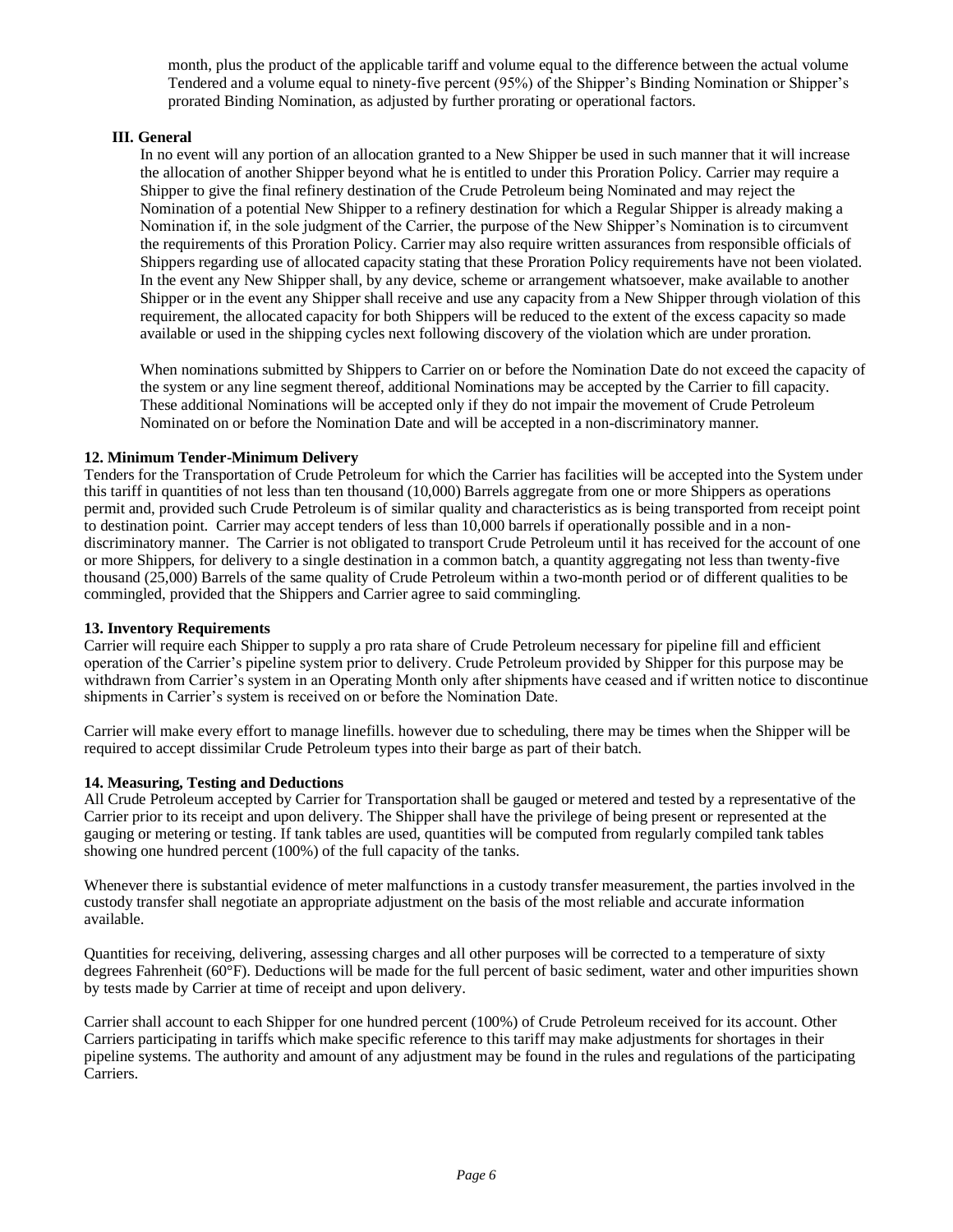month, plus the product of the applicable tariff and volume equal to the difference between the actual volume Tendered and a volume equal to ninety-five percent (95%) of the Shipper's Binding Nomination or Shipper's prorated Binding Nomination, as adjusted by further prorating or operational factors.

**III. General**

In no event will any portion of an allocation granted to a New Shipper be used in such manner that it will increase the allocation of another Shipper beyond what he is entitled to under this Proration Policy. Carrier may require a Shipper to give the final refinery destination of the Crude Petroleum being Nominated and may reject the Nomination of a potential New Shipper to a refinery destination for which a Regular Shipper is already making a Nomination if, in the sole judgment of the Carrier, the purpose of the New Shipper's Nomination is to circumvent the requirements of this Proration Policy. Carrier may also require written assurances from responsible officials of Shippers regarding use of allocated capacity stating that these Proration Policy requirements have not been violated. In the event any New Shipper shall, by any device, scheme or arrangement whatsoever, make available to another Shipper or in the event any Shipper shall receive and use any capacity from a New Shipper through violation of this requirement, the allocated capacity for both Shippers will be reduced to the extent of the excess capacity so made available or used in the shipping cycles next following discovery of the violation which are under proration.

When nominations submitted by Shippers to Carrier on or before the Nomination Date do not exceed the capacity of the system or any line segment thereof, additional Nominations may be accepted by the Carrier to fill capacity. These additional Nominations will be accepted only if they do not impair the movement of Crude Petroleum Nominated on or before the Nomination Date and will be accepted in a non-discriminatory manner.

**12. Minimum Tender-Minimum Delivery**

Tenders for the Transportation of Crude Petroleum for which the Carrier has facilities will be accepted into the System under this tariff in quantities of not less than ten thousand (10,000) Barrels aggregate from one or more Shippers as operations permit and, provided such Crude Petroleum is of similar quality and characteristics as is being transported from receipt point to destination point. Carrier may accept tenders of less than 10,000 barrels if operationally possible and in a non-discriminatory manner. The Carrier is not obligated to transport Crude Petroleum until it has received for the account of one or more Shippers, for delivery to a single destination in a common batch, a quantity aggregating not less than twenty-five thousand (25,000) Barrels of the same quality of Crude Petroleum within a two-month period or of different qualities to be commingled, provided that the Shippers and Carrier agree to said commingling.

**13. Inventory Requirements**

Carrier will require each Shipper to supply a pro rata share of Crude Petroleum necessary for pipeline fill and efficient operation of the Carrier's pipeline system prior to delivery. Crude Petroleum provided by Shipper for this purpose may be withdrawn from Carrier's system in an Operating Month only after shipments have ceased and if written notice to discontinue shipments in Carrier's system is received on or before the Nomination Date.

Carrier will make every effort to manage linefills. however due to scheduling, there may be times when the Shipper will be required to accept dissimilar Crude Petroleum types into their barge as part of their batch.

**14. Measuring, Testing and Deductions**

All Crude Petroleum accepted by Carrier for Transportation shall be gauged or metered and tested by a representative of the Carrier prior to its receipt and upon delivery. The Shipper shall have the privilege of being present or represented at the gauging or metering or testing. If tank tables are used, quantities will be computed from regularly compiled tank tables showing one hundred percent (100%) of the full capacity of the tanks.

Whenever there is substantial evidence of meter malfunctions in a custody transfer measurement, the parties involved in the custody transfer shall negotiate an appropriate adjustment on the basis of the most reliable and accurate information available.

Quantities for receiving, delivering, assessing charges and all other purposes will be corrected to a temperature of sixty degrees Fahrenheit (60°F). Deductions will be made for the full percent of basic sediment, water and other impurities shown by tests made by Carrier at time of receipt and upon delivery.

Carrier shall account to each Shipper for one hundred percent (100%) of Crude Petroleum received for its account. Other Carriers participating in tariffs which make specific reference to this tariff may make adjustments for shortages in their pipeline systems. The authority and amount of any adjustment may be found in the rules and regulations of the participating Carriers.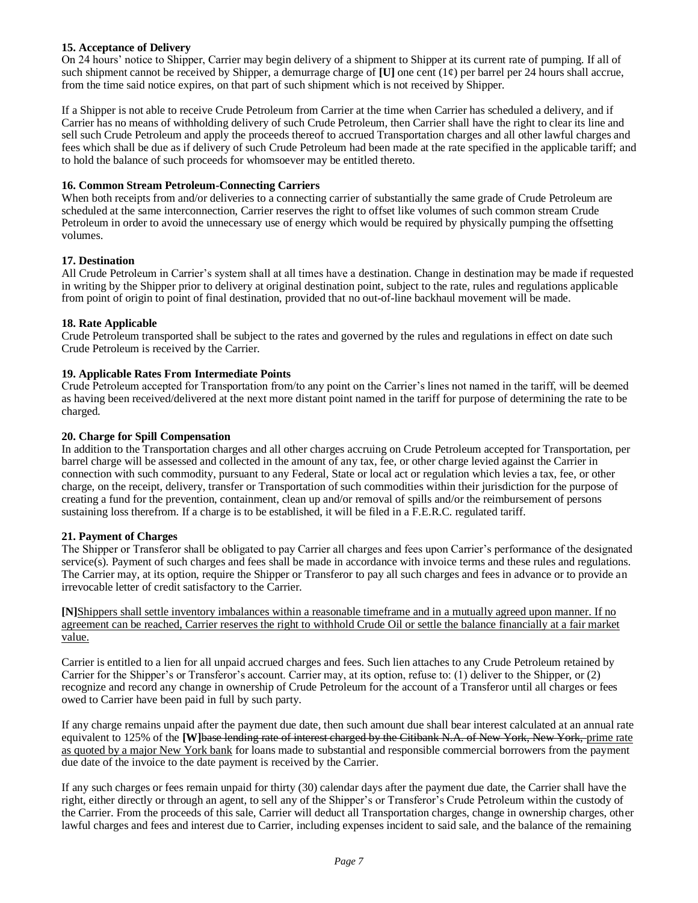**15. Acceptance of Delivery**

On 24 hours' notice to Shipper, Carrier may begin delivery of a shipment to Shipper at its current rate of pumping. If all of such shipment cannot be received by Shipper, a demurrage charge of **[U]** one cent (1¢) per barrel per 24 hours shall accrue, from the time said notice expires, on that part of such shipment which is not received by Shipper.

If a Shipper is not able to receive Crude Petroleum from Carrier at the time when Carrier has scheduled a delivery, and if Carrier has no means of withholding delivery of such Crude Petroleum, then Carrier shall have the right to clear its line and sell such Crude Petroleum and apply the proceeds thereof to accrued Transportation charges and all other lawful charges and fees which shall be due as if delivery of such Crude Petroleum had been made at the rate specified in the applicable tariff; and to hold the balance of such proceeds for whomsoever may be entitled thereto.

**16. Common Stream Petroleum-Connecting Carriers**

When both receipts from and/or deliveries to a connecting carrier of substantially the same grade of Crude Petroleum are scheduled at the same interconnection, Carrier reserves the right to offset like volumes of such common stream Crude Petroleum in order to avoid the unnecessary use of energy which would be required by physically pumping the offsetting volumes.

**17. Destination**

All Crude Petroleum in Carrier's system shall at all times have a destination. Change in destination may be made if requested in writing by the Shipper prior to delivery at original destination point, subject to the rate, rules and regulations applicable from point of origin to point of final destination, provided that no out-of-line backhaul movement will be made.

**18. Rate Applicable**

Crude Petroleum transported shall be subject to the rates and governed by the rules and regulations in effect on date such Crude Petroleum is received by the Carrier.

**19. Applicable Rates From Intermediate Points**

Crude Petroleum accepted for Transportation from/to any point on the Carrier's lines not named in the tariff, will be deemed as having been received/delivered at the next more distant point named in the tariff for purpose of determining the rate to be charged.

**20. Charge for Spill Compensation**

In addition to the Transportation charges and all other charges accruing on Crude Petroleum accepted for Transportation, per barrel charge will be assessed and collected in the amount of any tax, fee, or other charge levied against the Carrier in connection with such commodity, pursuant to any Federal, State or local act or regulation which levies a tax, fee, or other charge, on the receipt, delivery, transfer or Transportation of such commodities within their jurisdiction for the purpose of creating a fund for the prevention, containment, clean up and/or removal of spills and/or the reimbursement of persons sustaining loss therefrom. If a charge is to be established, it will be filed in a F.E.R.C. regulated tariff.

**21. Payment of Charges**

The Shipper or Transferor shall be obligated to pay Carrier all charges and fees upon Carrier's performance of the designated service(s). Payment of such charges and fees shall be made in accordance with invoice terms and these rules and regulations. The Carrier may, at its option, require the Shipper or Transferor to pay all such charges and fees in advance or to provide an irrevocable letter of credit satisfactory to the Carrier.

**[N]**Shippers shall settle inventory imbalances within a reasonable timeframe and in a mutually agreed upon manner. If no agreement can be reached, Carrier reserves the right to withhold Crude Oil or settle the balance financially at a fair market value.

Carrier is entitled to a lien for all unpaid accrued charges and fees. Such lien attaches to any Crude Petroleum retained by Carrier for the Shipper's or Transferor's account. Carrier may, at its option, refuse to: (1) deliver to the Shipper, or (2) recognize and record any change in ownership of Crude Petroleum for the account of a Transferor until all charges or fees owed to Carrier have been paid in full by such party.

If any charge remains unpaid after the payment due date, then such amount due shall bear interest calculated at an annual rate equivalent to 125% of the **[W]**~~base lending rate of interest charged by the Citibank N.A. of New York, New York,~~ prime rate as quoted by a major New York bank for loans made to substantial and responsible commercial borrowers from the payment due date of the invoice to the date payment is received by the Carrier.

If any such charges or fees remain unpaid for thirty (30) calendar days after the payment due date, the Carrier shall have the right, either directly or through an agent, to sell any of the Shipper's or Transferor's Crude Petroleum within the custody of the Carrier. From the proceeds of this sale, Carrier will deduct all Transportation charges, change in ownership charges, other lawful charges and fees and interest due to Carrier, including expenses incident to said sale, and the balance of the remaining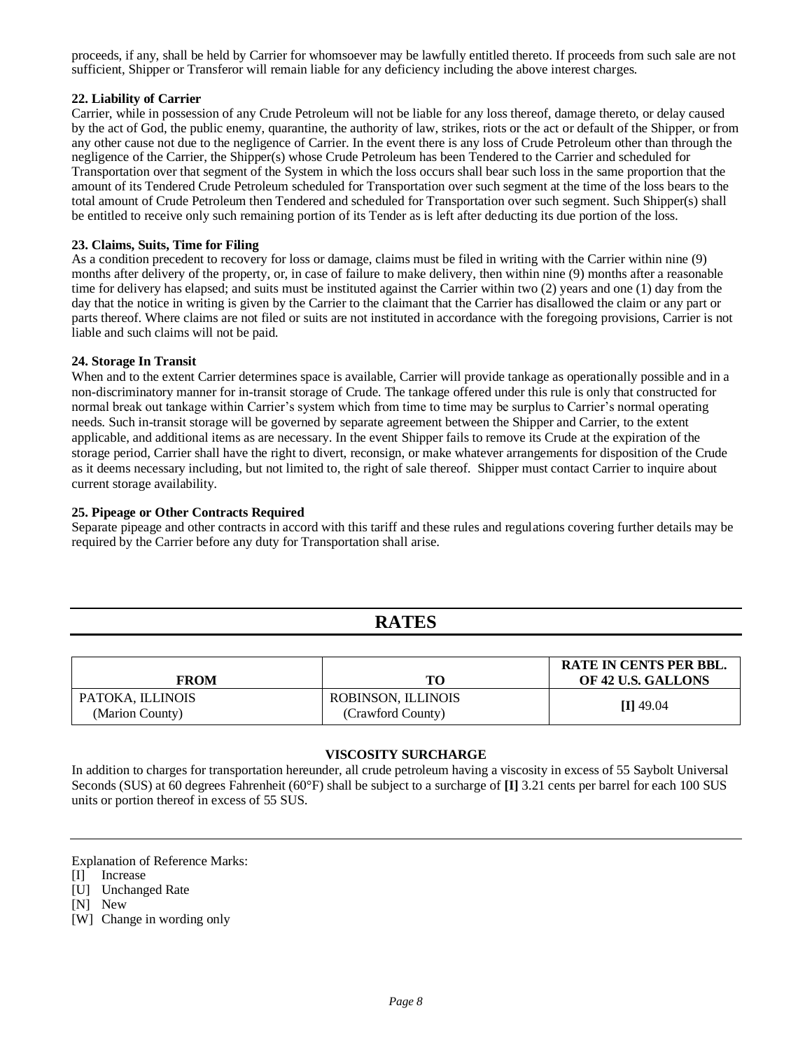proceeds, if any, shall be held by Carrier for whomsoever may be lawfully entitled thereto. If proceeds from such sale are not sufficient, Shipper or Transferor will remain liable for any deficiency including the above interest charges.

**22. Liability of Carrier**

Carrier, while in possession of any Crude Petroleum will not be liable for any loss thereof, damage thereto, or delay caused by the act of God, the public enemy, quarantine, the authority of law, strikes, riots or the act or default of the Shipper, or from any other cause not due to the negligence of Carrier. In the event there is any loss of Crude Petroleum other than through the negligence of the Carrier, the Shipper(s) whose Crude Petroleum has been Tendered to the Carrier and scheduled for Transportation over that segment of the System in which the loss occurs shall bear such loss in the same proportion that the amount of its Tendered Crude Petroleum scheduled for Transportation over such segment at the time of the loss bears to the total amount of Crude Petroleum then Tendered and scheduled for Transportation over such segment. Such Shipper(s) shall be entitled to receive only such remaining portion of its Tender as is left after deducting its due portion of the loss.

**23. Claims, Suits, Time for Filing**

As a condition precedent to recovery for loss or damage, claims must be filed in writing with the Carrier within nine (9) months after delivery of the property, or, in case of failure to make delivery, then within nine (9) months after a reasonable time for delivery has elapsed; and suits must be instituted against the Carrier within two (2) years and one (1) day from the day that the notice in writing is given by the Carrier to the claimant that the Carrier has disallowed the claim or any part or parts thereof. Where claims are not filed or suits are not instituted in accordance with the foregoing provisions, Carrier is not liable and such claims will not be paid.

**24. Storage In Transit**

When and to the extent Carrier determines space is available, Carrier will provide tankage as operationally possible and in a non-discriminatory manner for in-transit storage of Crude. The tankage offered under this rule is only that constructed for normal break out tankage within Carrier's system which from time to time may be surplus to Carrier's normal operating needs. Such in-transit storage will be governed by separate agreement between the Shipper and Carrier, to the extent applicable, and additional items as are necessary. In the event Shipper fails to remove its Crude at the expiration of the storage period, Carrier shall have the right to divert, reconsign, or make whatever arrangements for disposition of the Crude as it deems necessary including, but not limited to, the right of sale thereof. Shipper must contact Carrier to inquire about current storage availability.

**25. Pipeage or Other Contracts Required**

Separate pipeage and other contracts in accord with this tariff and these rules and regulations covering further details may be required by the Carrier before any duty for Transportation shall arise.

# RATES

| FROM | TO | RATE IN CENTS PER BBL. OF 42 U.S. GALLONS |
|---|---|---|
| PATOKA, ILLINOIS (Marion County) | ROBINSON, ILLINOIS (Crawford County) | **[I]** 49.04 |

**VISCOSITY SURCHARGE**

In addition to charges for transportation hereunder, all crude petroleum having a viscosity in excess of 55 Saybolt Universal Seconds (SUS) at 60 degrees Fahrenheit (60°F) shall be subject to a surcharge of **[I]** 3.21 cents per barrel for each 100 SUS units or portion thereof in excess of 55 SUS.

Explanation of Reference Marks:
- [I] Increase
- [U] Unchanged Rate
- [N] New
- [W] Change in wording only